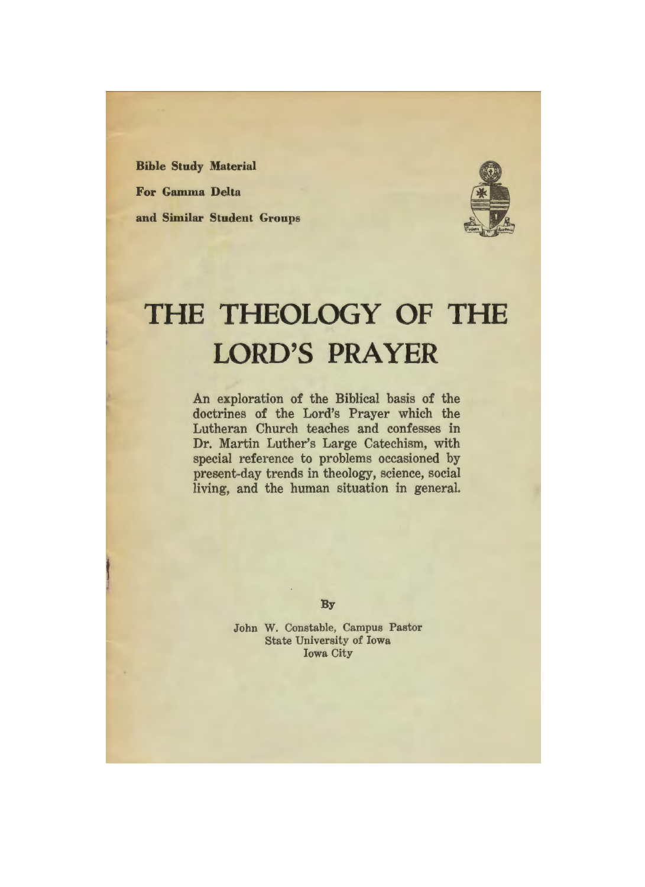**Bible Study Material**

**For Gamma Delta**

**and Similar Student Groups**

# THE THEOLOGY OF THE LORD'S PRAYER

**An exploration of the Biblical basis of the doctrines of the Lord's Prayer which the Lutheran Church teaches and confesses in Dr. Martin Luther's Large Catechism, with special reference to problems occasioned by present-day trends in theology, science, social living, and the human situation in general.**

By

John W. Constable, Campus Pastor
State University of Iowa
Iowa City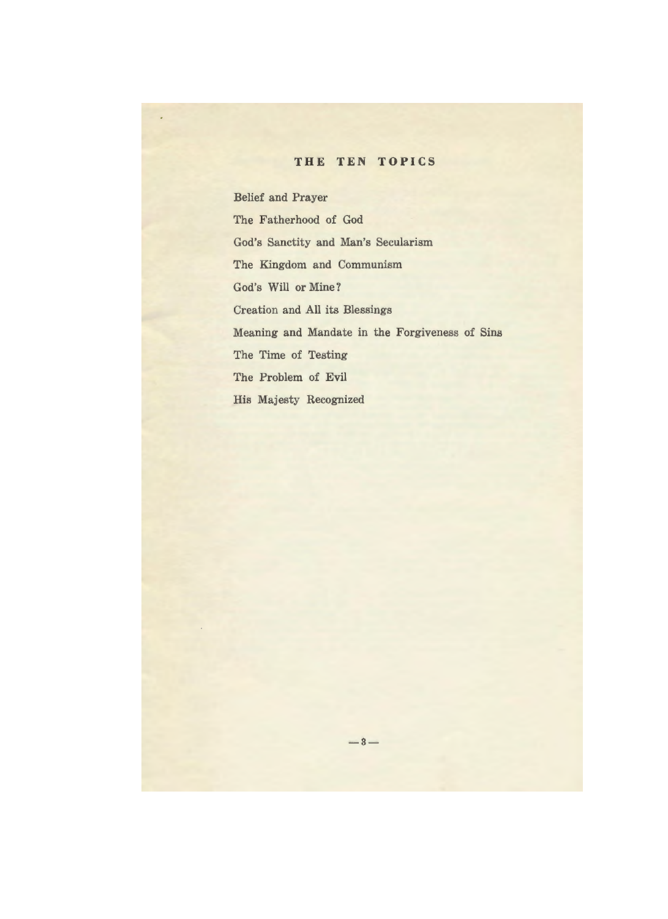## THE TEN TOPICS

Belief and Prayer

The Fatherhood of God

God's Sanctity and Man's Secularism

The Kingdom and Communism

God's Will or Mine?

Creation and All its Blessings

Meaning and Mandate in the Forgiveness of Sins

The Time of Testing

The Problem of Evil

His Majesty Recognized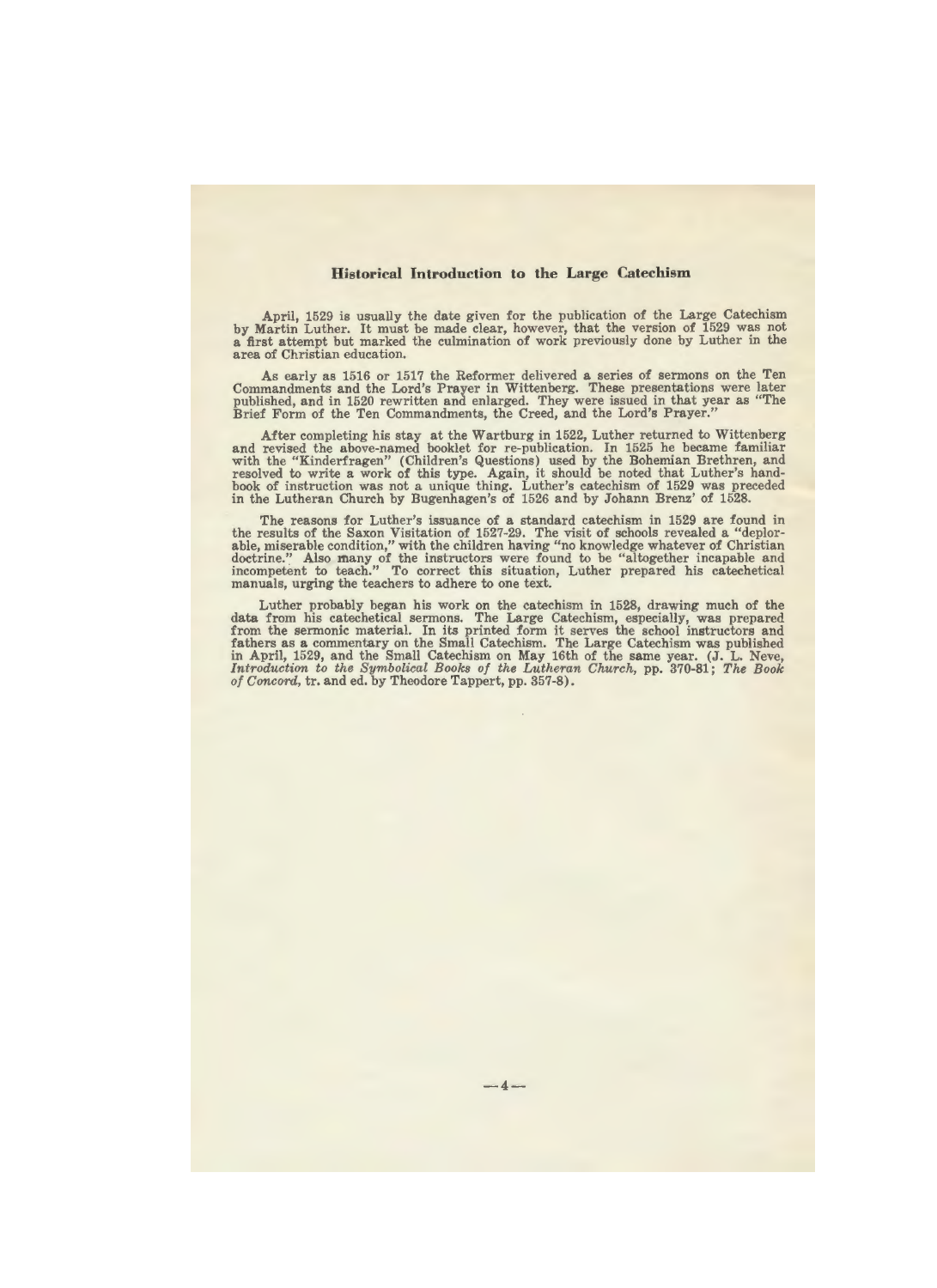## Historical Introduction to the Large Catechism

April, 1529 is usually the date given for the publication of the Large Catechism by Martin Luther. It must be made clear, however, that the version of 1529 was not a first attempt but marked the culmination of work previously done by Luther in the area of Christian education.

As early as 1516 or 1517 the Reformer delivered a series of sermons on the Ten Commandments and the Lord's Prayer in Wittenberg. These presentations were later published, and in 1520 rewritten and enlarged. They were issued in that year as "The Brief Form of the Ten Commandments, the Creed, and the Lord's Prayer."

After completing his stay at the Wartburg in 1522, Luther returned to Wittenberg and revised the above-named booklet for re-publication. In 1525 he became familiar with the "Kinderfragen" (Children's Questions) used by the Bohemian Brethren, and resolved to write a work of this type. Again, it should be noted that Luther's handbook of instruction was not a unique thing. Luther's catechism of 1529 was preceded in the Lutheran Church by Bugenhagen's of 1526 and by Johann Brenz' of 1528.

The reasons for Luther's issuance of a standard catechism in 1529 are found in the results of the Saxon Visitation of 1527-29. The visit of schools revealed a "deplorable, miserable condition," with the children having "no knowledge whatever of Christian doctrine." Also many of the instructors were found to be "altogether incapable and incompetent to teach." To correct this situation, Luther prepared his catechetical manuals, urging the teachers to adhere to one text.

Luther probably began his work on the catechism in 1528, drawing much of the data from his catechetical sermons. The Large Catechism, especially, was prepared from the sermonic material. In its printed form it serves the school instructors and fathers as a commentary on the Small Catechism. The Large Catechism was published in April, 1529, and the Small Catechism on May 16th of the same year. (J. L. Neve, *Introduction to the Symbolical Books of the Lutheran Church*, pp. 370-81; *The Book of Concord*, tr. and ed. by Theodore Tappert, pp. 357-8).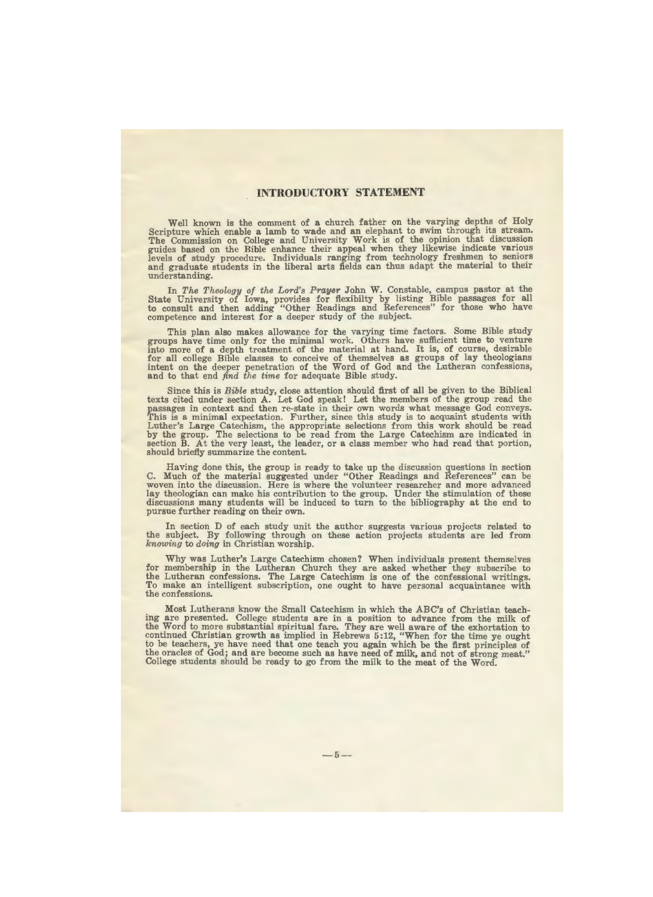## INTRODUCTORY STATEMENT

Well known is the comment of a church father on the varying depths of Holy Scripture which enable a lamb to wade and an elephant to swim through its stream. The Commission on College and University Work is of the opinion that discussion guides based on the Bible enhance their appeal when they likewise indicate various levels of study procedure. Individuals ranging from technology freshmen to seniors and graduate students in the liberal arts fields can thus adapt the material to their understanding.

In *The Theology of the Lord's Prayer* John W. Constable, campus pastor at the State University of Iowa, provides for flexibilty by listing Bible passages for all to consult and then adding "Other Readings and References" for those who have competence and interest for a deeper study of the subject.

This plan also makes allowance for the varying time factors. Some Bible study groups have time only for the minimal work. Others have sufficient time to venture into more of a depth treatment of the material at hand. It is, of course, desirable for all college Bible classes to conceive of themselves as groups of lay theologians intent on the deeper penetration of the Word of God and the Lutheran confessions, and to that end *find the time* for adequate Bible study.

Since this is *Bible* study, close attention should first of all be given to the Biblical texts cited under section A. Let God speak! Let the members of the group read the passages in context and then re-state in their own words what message God conveys. This is a minimal expectation. Further, since this study is to acquaint students with Luther's Large Catechism, the appropriate selections from this work should be read by the group. The selections to be read from the Large Catechism are indicated in section B. At the very least, the leader, or a class member who had read that portion, should briefly summarize the content.

Having done this, the group is ready to take up the discussion questions in section C. Much of the material suggested under "Other Readings and References" can be woven into the discussion. Here is where the volunteer researcher and more advanced lay theologian can make his contribution to the group. Under the stimulation of these discussions many students will be induced to turn to the bibliography at the end to pursue further reading on their own.

In section D of each study unit the author suggests various projects related to the subject. By following through on these action projects students are led from *knowing* to *doing* in Christian worship.

Why was Luther's Large Catechism chosen? When individuals present themselves for membership in the Lutheran Church they are asked whether they subscribe to the Lutheran confessions. The Large Catechism is one of the confessional writings. To make an intelligent subscription, one ought to have personal acquaintance with the confessions.

Most Lutherans know the Small Catechism in which the ABC's of Christian teaching are presented. College students are in a position to advance from the milk of the Word to more substantial spiritual fare. They are well aware of the exhortation to continued Christian growth as implied in Hebrews 5:12, "When for the time ye ought to be teachers, ye have need that one teach you again which be the first principles of the oracles of God; and are become such as have need of milk, and not of strong meat." College students should be ready to go from the milk to the meat of the Word.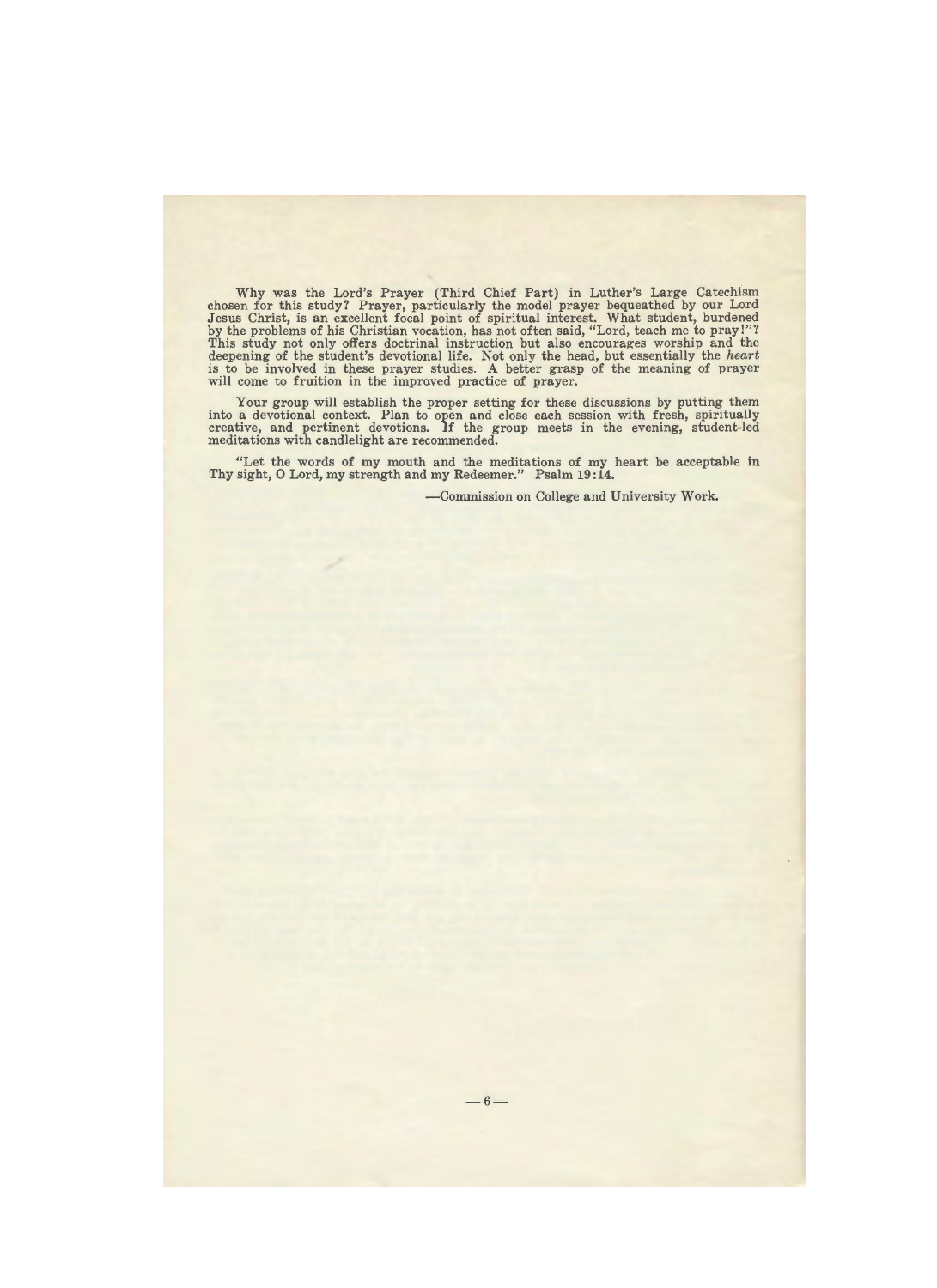Why was the Lord's Prayer (Third Chief Part) in Luther's Large Catechism chosen for this study? Prayer, particularly the model prayer bequeathed by our Lord Jesus Christ, is an excellent focal point of spiritual interest. What student, burdened by the problems of his Christian vocation, has not often said, "Lord, teach me to pray!"? This study not only offers doctrinal instruction but also encourages worship and the deepening of the student's devotional life. Not only the head, but essentially the *heart* is to be involved in these prayer studies. A better grasp of the meaning of prayer will come to fruition in the improved practice of prayer.

Your group will establish the proper setting for these discussions by putting them into a devotional context. Plan to open and close each session with fresh, spiritually creative, and pertinent devotions. If the group meets in the evening, student-led meditations with candlelight are recommended.

"Let the words of my mouth and the meditations of my heart be acceptable in Thy sight, O Lord, my strength and my Redeemer." Psalm 19:14.

—Commission on College and University Work.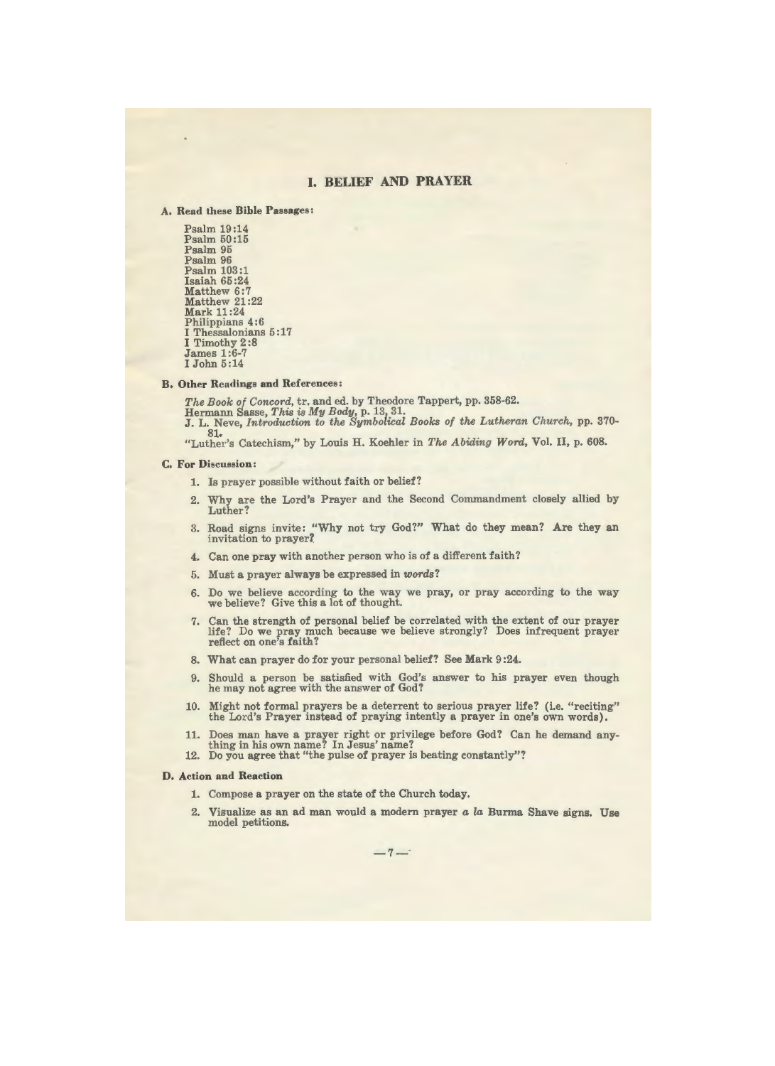## I. BELIEF AND PRAYER

**A. Read these Bible Passages:**

Psalm 19:14
Psalm 50:15
Psalm 95
Psalm 96
Psalm 103:1
Isaiah 65:24
Matthew 6:7
Matthew 21:22
Mark 11:24
Philippians 4:6
I Thessalonians 5:17
I Timothy 2:8
James 1:6-7
I John 5:14

**B. Other Readings and References:**

*The Book of Concord*, tr. and ed. by Theodore Tappert, pp. 358-62.
Hermann Sasse, *This is My Body*, p. 13, 31.
J. L. Neve, *Introduction to the Symbolical Books of the Lutheran Church*, pp. 370-81.
"Luther's Catechism," by Louis H. Koehler in *The Abiding Word*, Vol. II, p. 608.

**C. For Discussion:**

1. Is prayer possible without faith or belief?
2. Why are the Lord's Prayer and the Second Commandment closely allied by Luther?
3. Road signs invite: "Why not try God?" What do they mean? Are they an invitation to prayer?
4. Can one pray with another person who is of a different faith?
5. Must a prayer always be expressed in *words*?
6. Do we believe according to the way we pray, or pray according to the way we believe? Give this a lot of thought.
7. Can the strength of personal belief be correlated with the extent of our prayer life? Do we pray much because we believe strongly? Does infrequent prayer reflect on one's faith?
8. What can prayer do for your personal belief? See Mark 9:24.
9. Should a person be satisfied with God's answer to his prayer even though he may not agree with the answer of God?
10. Might not formal prayers be a deterrent to serious prayer life? (i.e. "reciting" the Lord's Prayer instead of praying intently a prayer in one's own words).
11. Does man have a prayer right or privilege before God? Can he demand anything in his own name? In Jesus' name?
12. Do you agree that "the pulse of prayer is beating constantly"?

**D. Action and Reaction**

1. Compose a prayer on the state of the Church today.
2. Visualize as an ad man would a modern prayer *a la* Burma Shave signs. Use model petitions.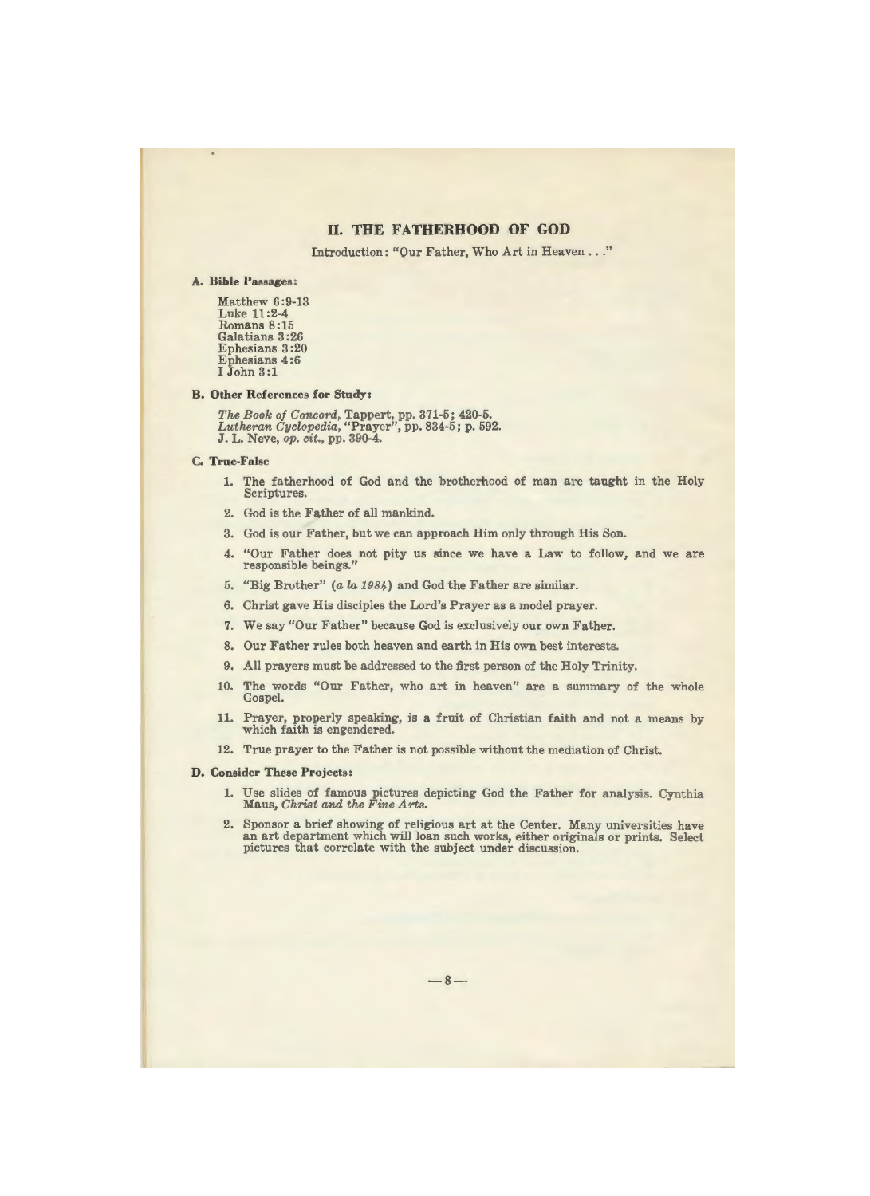## II. THE FATHERHOOD OF GOD

Introduction: "Our Father, Who Art in Heaven . . ."

**A. Bible Passages:**

Matthew 6:9-13
Luke 11:2-4
Romans 8:15
Galatians 3:26
Ephesians 3:20
Ephesians 4:6
I John 3:1

**B. Other References for Study:**

*The Book of Concord*, Tappert, pp. 371-5; 420-5.
*Lutheran Cyclopedia*, "Prayer", pp. 834-5; p. 592.
J. L. Neve, *op. cit.*, pp. 390-4.

**C. True-False**

1. The fatherhood of God and the brotherhood of man are taught in the Holy Scriptures.
2. God is the Father of all mankind.
3. God is our Father, but we can approach Him only through His Son.
4. "Our Father does not pity us since we have a Law to follow, and we are responsible beings."
5. "Big Brother" (*a la 1984*) and God the Father are similar.
6. Christ gave His disciples the Lord's Prayer as a model prayer.
7. We say "Our Father" because God is exclusively our own Father.
8. Our Father rules both heaven and earth in His own best interests.
9. All prayers must be addressed to the first person of the Holy Trinity.
10. The words "Our Father, who art in heaven" are a summary of the whole Gospel.
11. Prayer, properly speaking, is a fruit of Christian faith and not a means by which faith is engendered.
12. True prayer to the Father is not possible without the mediation of Christ.

**D. Consider These Projects:**

1. Use slides of famous pictures depicting God the Father for analysis. Cynthia Maus, *Christ and the Fine Arts*.
2. Sponsor a brief showing of religious art at the Center. Many universities have an art department which will loan such works, either originals or prints. Select pictures that correlate with the subject under discussion.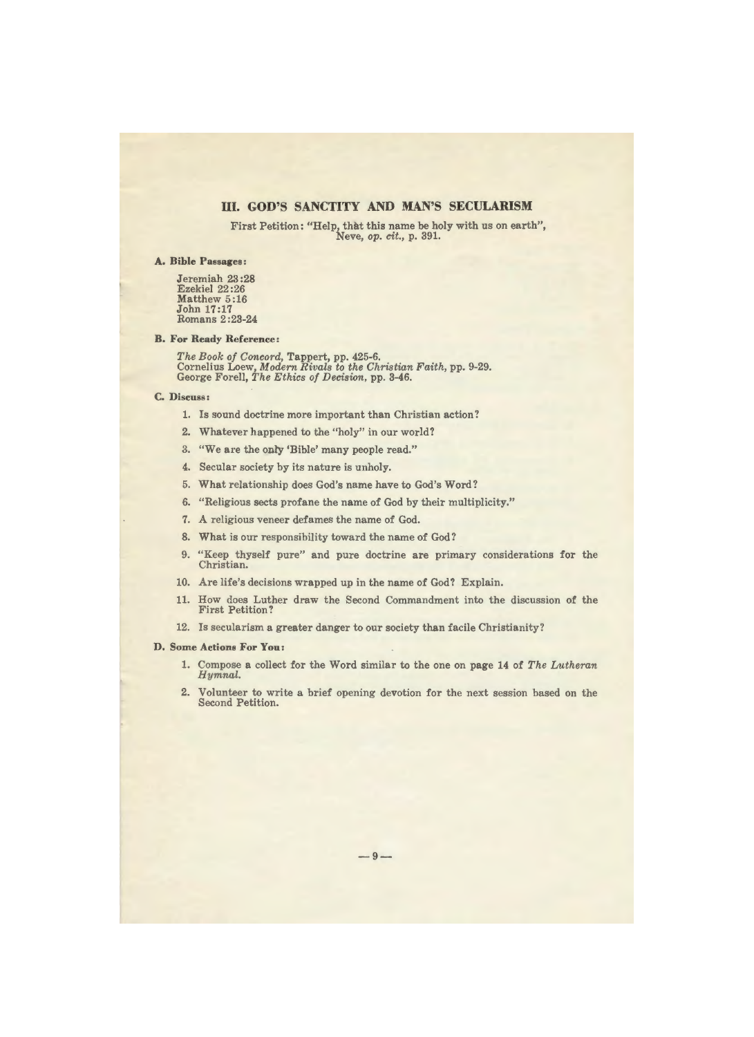## III. GOD'S SANCTITY AND MAN'S SECULARISM

First Petition: "Help, that this name be holy with us on earth", Neve, *op. cit.*, p. 391.

### A. Bible Passages:

Jeremiah 23:28
Ezekiel 22:26
Matthew 5:16
John 17:17
Romans 2:23-24

### B. For Ready Reference:

*The Book of Concord*, Tappert, pp. 425-6.
Cornelius Loew, *Modern Rivals to the Christian Faith*, pp. 9-29.
George Forell, *The Ethics of Decision*, pp. 3-46.

### C. Discuss:

1. Is sound doctrine more important than Christian action?
2. Whatever happened to the "holy" in our world?
3. "We are the only 'Bible' many people read."
4. Secular society by its nature is unholy.
5. What relationship does God's name have to God's Word?
6. "Religious sects profane the name of God by their multiplicity."
7. A religious veneer defames the name of God.
8. What is our responsibility toward the name of God?
9. "Keep thyself pure" and pure doctrine are primary considerations for the Christian.
10. Are life's decisions wrapped up in the name of God? Explain.
11. How does Luther draw the Second Commandment into the discussion of the First Petition?
12. Is secularism a greater danger to our society than facile Christianity?

### D. Some Actions For You:

1. Compose a collect for the Word similar to the one on page 14 of *The Lutheran Hymnal.*
2. Volunteer to write a brief opening devotion for the next session based on the Second Petition.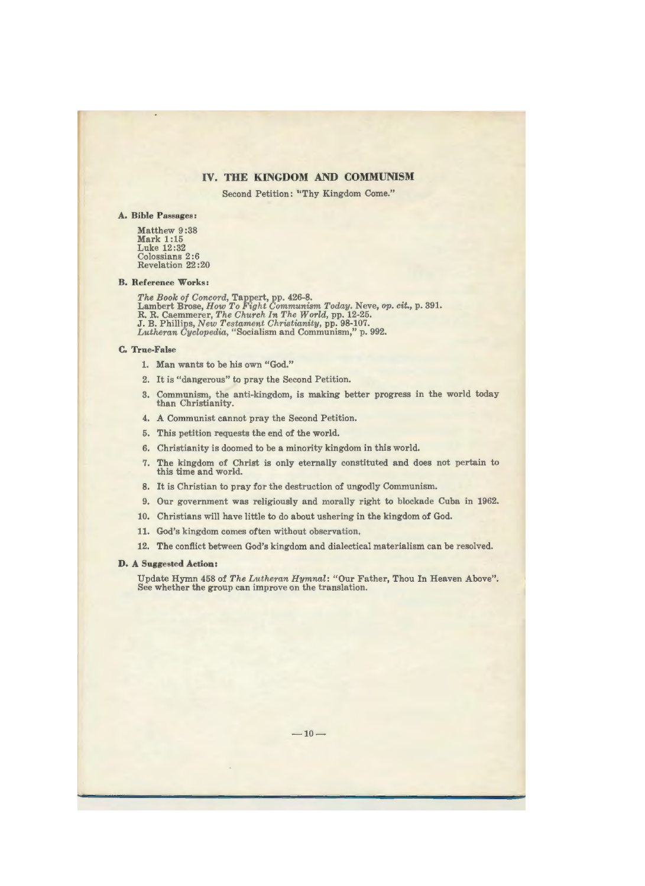## IV. THE KINGDOM AND COMMUNISM

Second Petition: "Thy Kingdom Come."

**A. Bible Passages:**

Matthew 9:38
Mark 1:15
Luke 12:32
Colossians 2:6
Revelation 22:20

**B. Reference Works:**

*The Book of Concord*, Tappert, pp. 426-8.
Lambert Brose, *How To Fight Communism Today*. Neve, *op. cit.*, p. 391.
R. R. Caemmerer, *The Church In The World*, pp. 12-25.
J. B. Phillips, *New Testament Christianity*, pp. 98-107.
*Lutheran Cyclopedia*, "Socialism and Communism," p. 992.

**C. True-False**

1. Man wants to be his own "God."
2. It is "dangerous" to pray the Second Petition.
3. Communism, the anti-kingdom, is making better progress in the world today than Christianity.
4. A Communist cannot pray the Second Petition.
5. This petition requests the end of the world.
6. Christianity is doomed to be a minority kingdom in this world.
7. The kingdom of Christ is only eternally constituted and does not pertain to this time and world.
8. It is Christian to pray for the destruction of ungodly Communism.
9. Our government was religiously and morally right to blockade Cuba in 1962.
10. Christians will have little to do about ushering in the kingdom of God.
11. God's kingdom comes often without observation.
12. The conflict between God's kingdom and dialectical materialism can be resolved.

**D. A Suggested Action:**

Update Hymn 458 of *The Lutheran Hymnal*: "Our Father, Thou In Heaven Above". See whether the group can improve on the translation.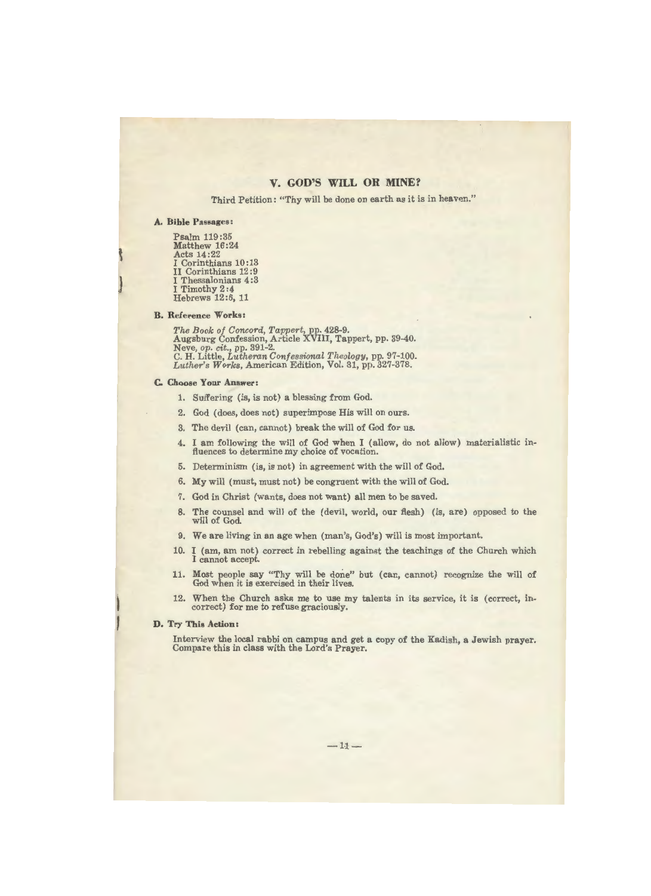## V. GOD'S WILL OR MINE?

Third Petition: "Thy will be done on earth as it is in heaven."

### A. Bible Passages:

Psalm 119:35
Matthew 16:24
Acts 14:22
I Corinthians 10:13
II Corinthians 12:9
I Thessalonians 4:3
I Timothy 2:4
Hebrews 12:6, 11

### B. Reference Works:

*The Book of Concord*, *Tappert*, pp. 428-9.
Augsburg Confession, Article XVIII, Tappert, pp. 39-40.
Neve, *op. cit.*, pp. 391-2.
C. H. Little, *Lutheran Confessional Theology*, pp. 97-100.
*Luther's Works*, American Edition, Vol. 31, pp. 327-378.

### C. Choose Your Answer:

1. Suffering (is, is not) a blessing from God.
2. God (does, does not) superimpose His will on ours.
3. The devil (can, cannot) break the will of God for us.
4. I am following the will of God when I (allow, do not allow) materialistic influences to determine my choice of vocation.
5. Determinism (is, is not) in agreement with the will of God.
6. My will (must, must not) be congruent with the will of God.
7. God in Christ (wants, does not want) all men to be saved.
8. The counsel and will of the (devil, world, our flesh) (is, are) opposed to the will of God.
9. We are living in an age when (man's, God's) will is most important.
10. I (am, am not) correct in rebelling against the teachings of the Church which I cannot accept.
11. Most people say "Thy will be done" but (can, cannot) recognize the will of God when it is exercised in their lives.
12. When the Church asks me to use my talents in its service, it is (correct, incorrect) for me to refuse graciously.

### D. Try This Action:

Interview the local rabbi on campus and get a copy of the Kadish, a Jewish prayer. Compare this in class with the Lord's Prayer.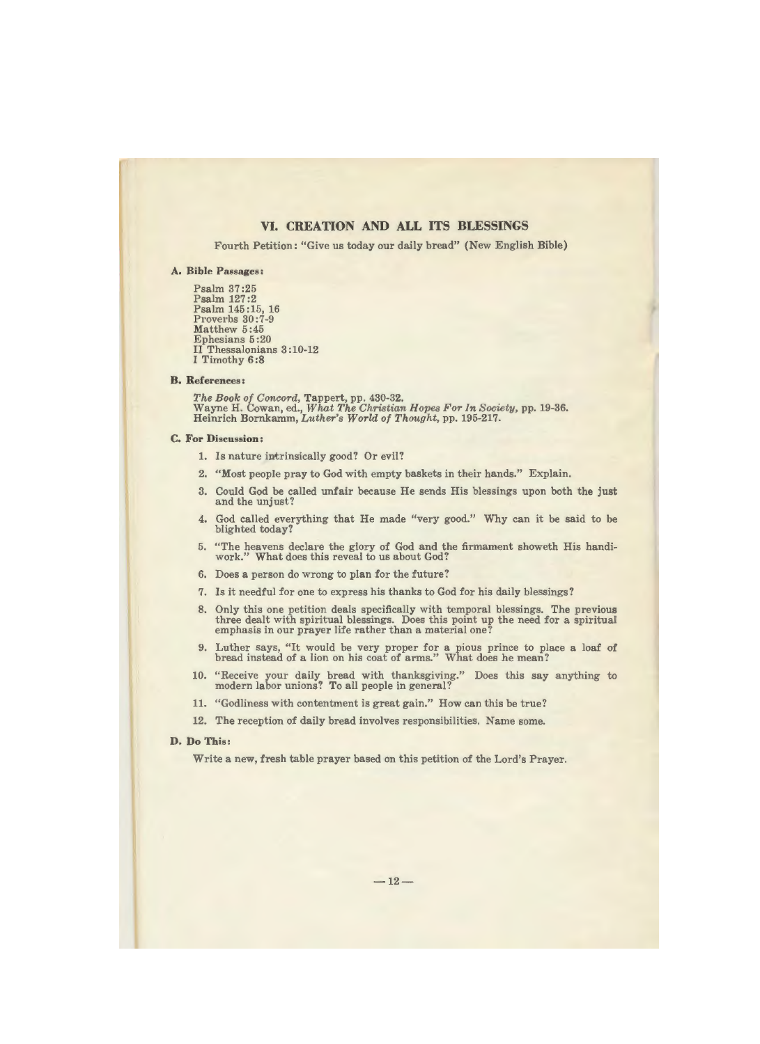## VI. CREATION AND ALL ITS BLESSINGS

Fourth Petition: "Give us today our daily bread" (New English Bible)

### A. Bible Passages:

Psalm 37:25
Psalm 127:2
Psalm 145:15, 16
Proverbs 30:7-9
Matthew 5:45
Ephesians 5:20
II Thessalonians 3:10-12
I Timothy 6:8

### B. References:

*The Book of Concord*, Tappert, pp. 430-32.
Wayne H. Cowan, ed., *What The Christian Hopes For In Society*, pp. 19-36.
Heinrich Bornkamm, *Luther's World of Thought*, pp. 195-217.

### C. For Discussion:

1. Is nature intrinsically good? Or evil?
2. "Most people pray to God with empty baskets in their hands." Explain.
3. Could God be called unfair because He sends His blessings upon both the just and the unjust?
4. God called everything that He made "very good." Why can it be said to be blighted today?
5. "The heavens declare the glory of God and the firmament showeth His handiwork." What does this reveal to us about God?
6. Does a person do wrong to plan for the future?
7. Is it needful for one to express his thanks to God for his daily blessings?
8. Only this one petition deals specifically with temporal blessings. The previous three dealt with spiritual blessings. Does this point up the need for a spiritual emphasis in our prayer life rather than a material one?
9. Luther says, "It would be very proper for a pious prince to place a loaf of bread instead of a lion on his coat of arms." What does he mean?
10. "Receive your daily bread with thanksgiving." Does this say anything to modern labor unions? To all people in general?
11. "Godliness with contentment is great gain." How can this be true?
12. The reception of daily bread involves responsibilities. Name some.

### D. Do This:

Write a new, fresh table prayer based on this petition of the Lord's Prayer.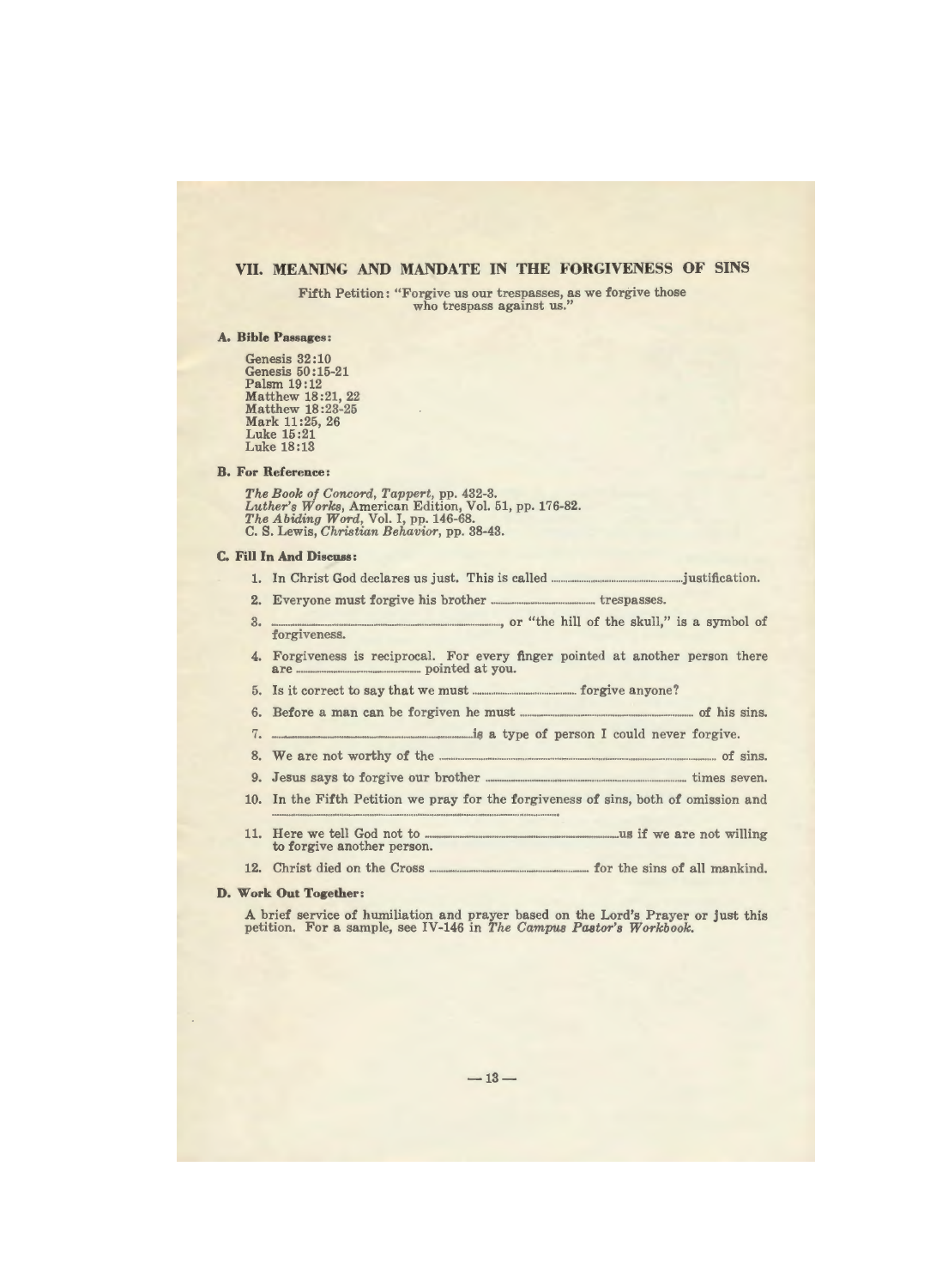## VII. MEANING AND MANDATE IN THE FORGIVENESS OF SINS

Fifth Petition: "Forgive us our trespasses, as we forgive those who trespass against us."

**A. Bible Passages:**

Genesis 32:10
Genesis 50:15-21
Palsm 19:12
Matthew 18:21, 22
Matthew 18:23-25
Mark 11:25, 26
Luke 15:21
Luke 18:13

**B. For Reference:**

*The Book of Concord, Tappert*, pp. 432-3.
*Luther's Works*, American Edition, Vol. 51, pp. 176-82.
*The Abiding Word*, Vol. I, pp. 146-68.
C. S. Lewis, *Christian Behavior*, pp. 38-43.

**C. Fill In And Discuss:**

1. In Christ God declares us just. This is called ..................................................justification.
2. Everyone must forgive his brother .................................... trespasses.
3. ..............................................................................., or "the hill of the skull," is a symbol of forgiveness.
4. Forgiveness is reciprocal. For every finger pointed at another person there are .................................... pointed at you.
5. Is it correct to say that we must .................................... forgive anyone?
6. Before a man can be forgiven he must .................................................... of his sins.
7. ..............................................................is a type of person I could never forgive.
8. We are not worthy of the ............................................................................................ of sins.
9. Jesus says to forgive our brother .......................................................................... times seven.
10. In the Fifth Petition we pray for the forgiveness of sins, both of omission and ..............................................................................................................
11. Here we tell God not to ...............................................................us if we are not willing to forgive another person.
12. Christ died on the Cross .................................................... for the sins of all mankind.

**D. Work Out Together:**

A brief service of humiliation and prayer based on the Lord's Prayer or just this petition. For a sample, see IV-146 in *The Campus Pastor's Workbook.*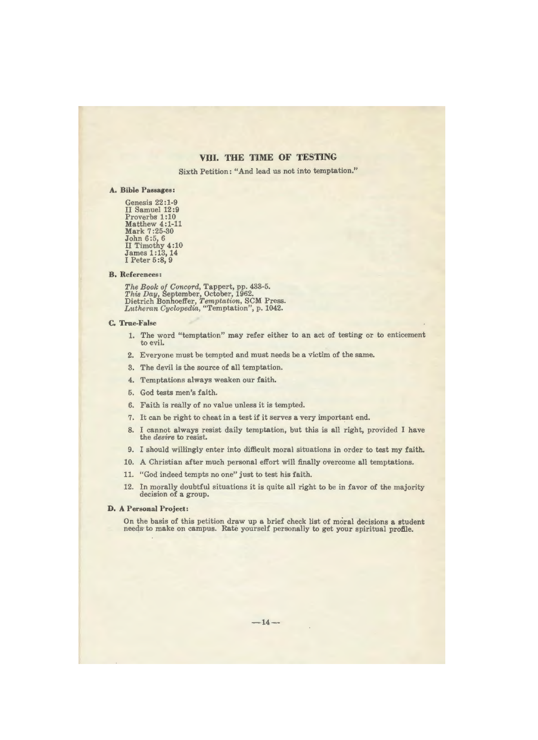## VIII. THE TIME OF TESTING

Sixth Petition: "And lead us not into temptation."

**A. Bible Passages:**

Genesis 22:1-9
II Samuel 12:9
Proverbs 1:10
Matthew 4:1-11
Mark 7:25-30
John 6:5, 6
II Timothy 4:10
James 1:13, 14
I Peter 5:8, 9

**B. References:**

*The Book of Concord*, Tappert, pp. 433-5.
*This Day*, September, October, 1962.
Dietrich Bonhoeffer, *Temptation*, SCM Press.
*Lutheran Cyclopedia*, "Temptation", p. 1042.

**C. True-False**

1. The word "temptation" may refer either to an act of testing or to enticement to evil.
2. Everyone must be tempted and must needs be a victim of the same.
3. The devil is the source of all temptation.
4. Temptations always weaken our faith.
5. God tests men's faith.
6. Faith is really of no value unless it is tempted.
7. It can be right to cheat in a test if it serves a very important end.
8. I cannot always resist daily temptation, but this is all right, provided I have the *desire* to resist.
9. I should willingly enter into difficult moral situations in order to test my faith.
10. A Christian after much personal effort will finally overcome all temptations.
11. "God indeed tempts no one" just to test his faith.
12. In morally doubtful situations it is quite all right to be in favor of the majority decision of a group.

**D. A Personal Project:**

On the basis of this petition draw up a brief check list of moral decisions a student needs to make on campus. Rate yourself personally to get your spiritual profile.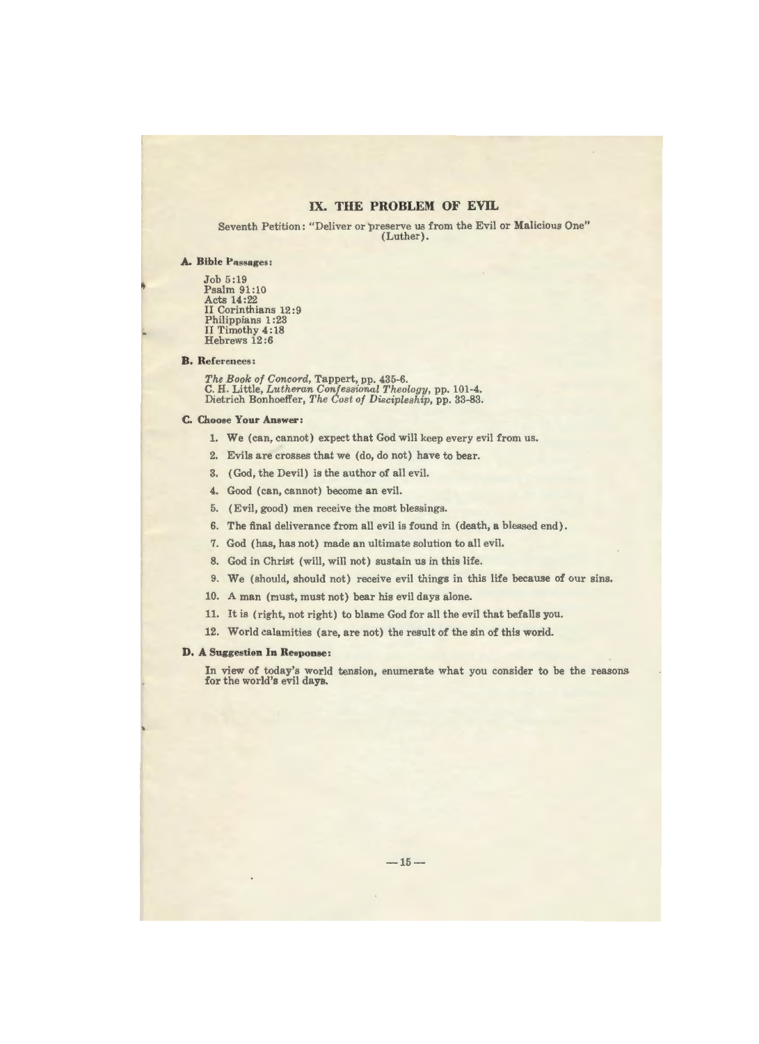## IX. THE PROBLEM OF EVIL

Seventh Petition: "Deliver or preserve us from the Evil or Malicious One" (Luther).

### A. Bible Passages:

Job 5:19
Psalm 91:10
Acts 14:22
II Corinthians 12:9
Philippians 1:23
II Timothy 4:18
Hebrews 12:6

### B. References:

*The Book of Concord*, Tappert, pp. 435-6.
C. H. Little, *Lutheran Confessional Theology*, pp. 101-4.
Dietrich Bonhoeffer, *The Cost of Discipleship*, pp. 33-83.

### C. Choose Your Answer:

1. We (can, cannot) expect that God will keep every evil from us.
2. Evils are crosses that we (do, do not) have to bear.
3. (God, the Devil) is the author of all evil.
4. Good (can, cannot) become an evil.
5. (Evil, good) men receive the most blessings.
6. The final deliverance from all evil is found in (death, a blessed end).
7. God (has, has not) made an ultimate solution to all evil.
8. God in Christ (will, will not) sustain us in this life.
9. We (should, should not) receive evil things in this life because of our sins.
10. A man (must, must not) bear his evil days alone.
11. It is (right, not right) to blame God for all the evil that befalls you.
12. World calamities (are, are not) the result of the sin of this world.

### D. A Suggestion In Response:

In view of today's world tension, enumerate what you consider to be the reasons for the world's evil days.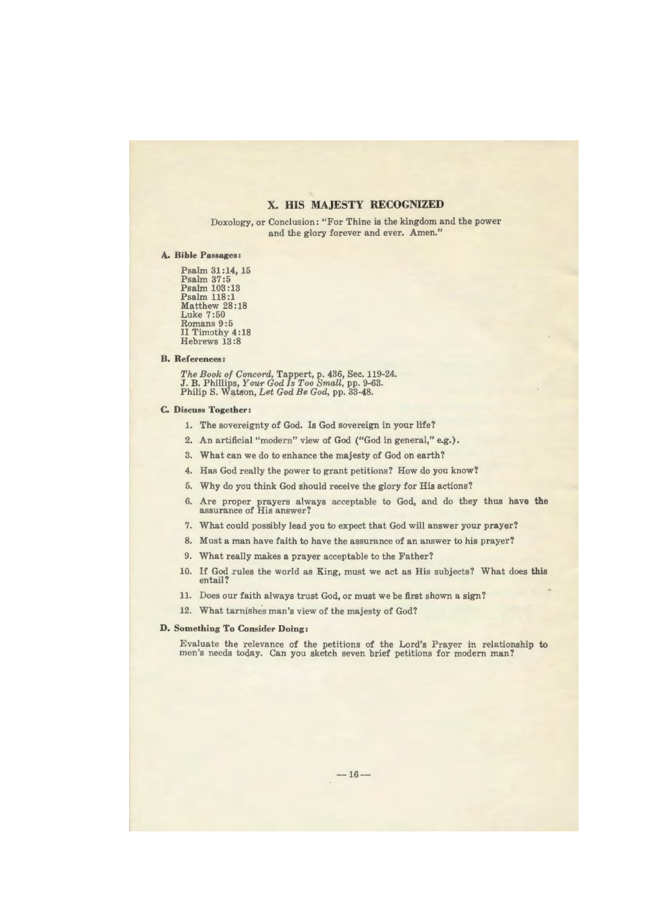## X. HIS MAJESTY RECOGNIZED

Doxology, or Conclusion: "For Thine is the kingdom and the power and the glory forever and ever. Amen."

### A. Bible Passages:

Psalm 31:14, 15
Psalm 37:5
Psalm 103:13
Psalm 118:1
Matthew 28:18
Luke 7:50
Romans 9:5
II Timothy 4:18
Hebrews 13:8

### B. References:

*The Book of Concord*, Tappert, p. 436, Sec. 119-24.
J. B. Phillips, *Your God Is Too Small*, pp. 9-63.
Philip S. Watson, *Let God Be God*, pp. 33-48.

### C. Discuss Together:

1. The sovereignty of God. Is God sovereign in your life?
2. An artificial "modern" view of God ("God in general," e.g.).
3. What can we do to enhance the majesty of God on earth?
4. Has God really the power to grant petitions? How do you know?
5. Why do you think God should receive the glory for His actions?
6. Are proper prayers always acceptable to God, and do they thus have the assurance of His answer?
7. What could possibly lead you to expect that God will answer your prayer?
8. Must a man have faith to have the assurance of an answer to his prayer?
9. What really makes a prayer acceptable to the Father?
10. If God rules the world as King, must we act as His subjects? What does this entail?
11. Does our faith always trust God, or must we be first shown a sign?
12. What tarnishes man's view of the majesty of God?

### D. Something To Consider Doing:

Evaluate the relevance of the petitions of the Lord's Prayer in relationship to men's needs today. Can you sketch seven brief petitions for modern man?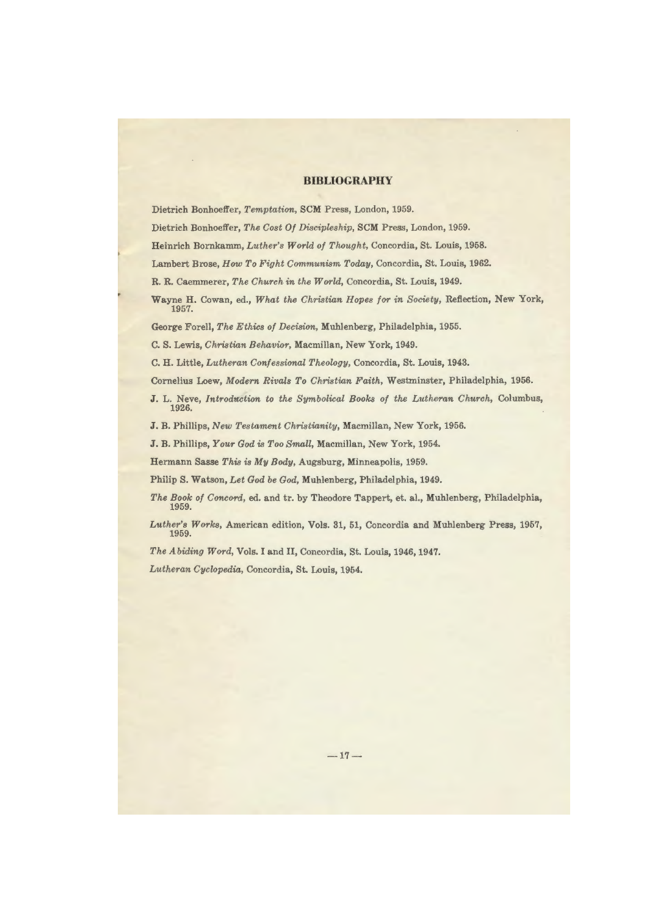## BIBLIOGRAPHY

Dietrich Bonhoeffer, *Temptation*, SCM Press, London, 1959.

Dietrich Bonhoeffer, *The Cost Of Discipleship*, SCM Press, London, 1959.

Heinrich Bornkamm, *Luther's World of Thought*, Concordia, St. Louis, 1958.

Lambert Brose, *How To Fight Communism Today*, Concordia, St. Louis, 1962.

R. R. Caemmerer, *The Church in the World*, Concordia, St. Louis, 1949.

Wayne H. Cowan, ed., *What the Christian Hopes for in Society*, Reflection, New York, 1957.

George Forell, *The Ethics of Decision*, Muhlenberg, Philadelphia, 1955.

C. S. Lewis, *Christian Behavior*, Macmillan, New York, 1949.

C. H. Little, *Lutheran Confessional Theology*, Concordia, St. Louis, 1943.

Cornelius Loew, *Modern Rivals To Christian Faith*, Westminster, Philadelphia, 1956.

J. L. Neve, *Introduction to the Symbolical Books of the Lutheran Church*, Columbus, 1926.

J. B. Phillips, *New Testament Christianity*, Macmillan, New York, 1956.

J. B. Phillips, *Your God is Too Small*, Macmillan, New York, 1954.

Hermann Sasse *This is My Body*, Augsburg, Minneapolis, 1959.

Philip S. Watson, *Let God be God*, Muhlenberg, Philadelphia, 1949.

*The Book of Concord*, ed. and tr. by Theodore Tappert, et. al., Muhlenberg, Philadelphia, 1959.

*Luther's Works*, American edition, Vols. 31, 51, Concordia and Muhlenberg Press, 1957, 1959.

*The Abiding Word*, Vols. I and II, Concordia, St. Louis, 1946, 1947.

*Lutheran Cyclopedia*, Concordia, St. Louis, 1954.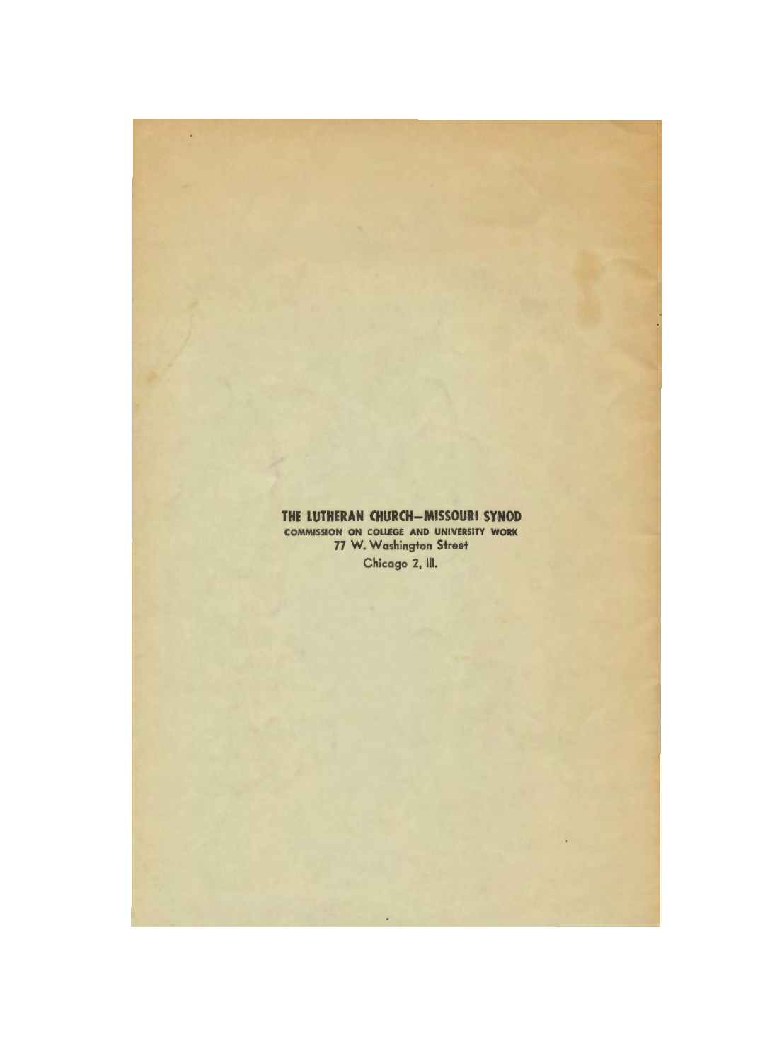**THE LUTHERAN CHURCH—MISSOURI SYNOD**

COMMISSION ON COLLEGE AND UNIVERSITY WORK

77 W. Washington Street

Chicago 2, Ill.